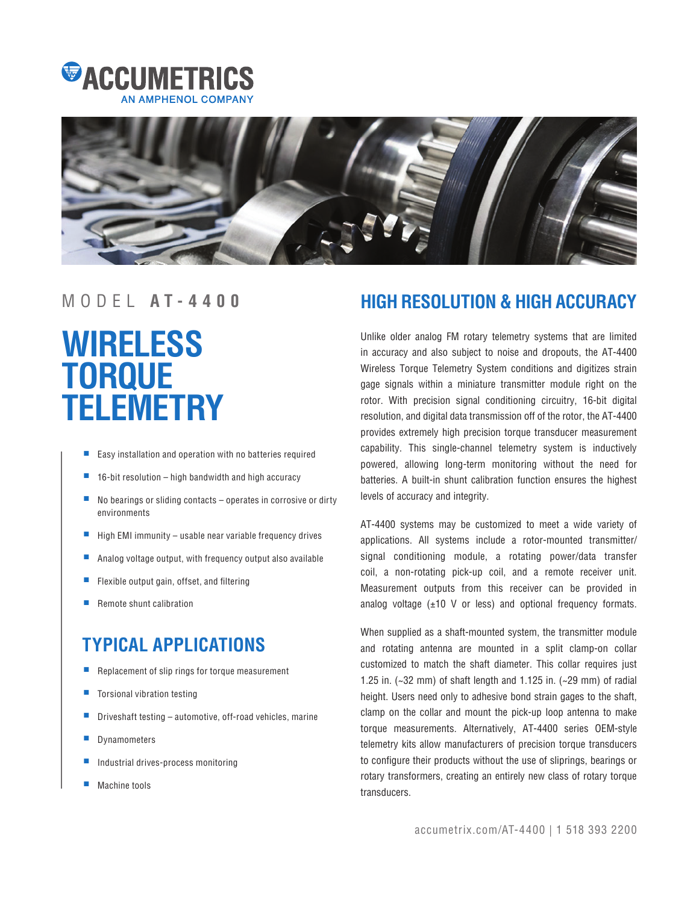ACCUMETRICS
AN AMPHENOL COMPANY

MODEL **AT-4400**

# WIRELESS TORQUE TELEMETRY

- Easy installation and operation with no batteries required
- 16-bit resolution – high bandwidth and high accuracy
- No bearings or sliding contacts – operates in corrosive or dirty environments
- High EMI immunity – usable near variable frequency drives
- Analog voltage output, with frequency output also available
- Flexible output gain, offset, and filtering
- Remote shunt calibration

## TYPICAL APPLICATIONS

- Replacement of slip rings for torque measurement
- Torsional vibration testing
- Driveshaft testing – automotive, off-road vehicles, marine
- Dynamometers
- Industrial drives-process monitoring
- Machine tools

## HIGH RESOLUTION & HIGH ACCURACY

Unlike older analog FM rotary telemetry systems that are limited in accuracy and also subject to noise and dropouts, the AT-4400 Wireless Torque Telemetry System conditions and digitizes strain gage signals within a miniature transmitter module right on the rotor. With precision signal conditioning circuitry, 16-bit digital resolution, and digital data transmission off of the rotor, the AT-4400 provides extremely high precision torque transducer measurement capability. This single-channel telemetry system is inductively powered, allowing long-term monitoring without the need for batteries. A built-in shunt calibration function ensures the highest levels of accuracy and integrity.

AT-4400 systems may be customized to meet a wide variety of applications. All systems include a rotor-mounted transmitter/ signal conditioning module, a rotating power/data transfer coil, a non-rotating pick-up coil, and a remote receiver unit. Measurement outputs from this receiver can be provided in analog voltage (±10 V or less) and optional frequency formats.

When supplied as a shaft-mounted system, the transmitter module and rotating antenna are mounted in a split clamp-on collar customized to match the shaft diameter. This collar requires just 1.25 in. (~32 mm) of shaft length and 1.125 in. (~29 mm) of radial height. Users need only to adhesive bond strain gages to the shaft, clamp on the collar and mount the pick-up loop antenna to make torque measurements. Alternatively, AT-4400 series OEM-style telemetry kits allow manufacturers of precision torque transducers to configure their products without the use of sliprings, bearings or rotary transformers, creating an entirely new class of rotary torque transducers.

accumetrix.com/AT-4400 | 1 518 393 2200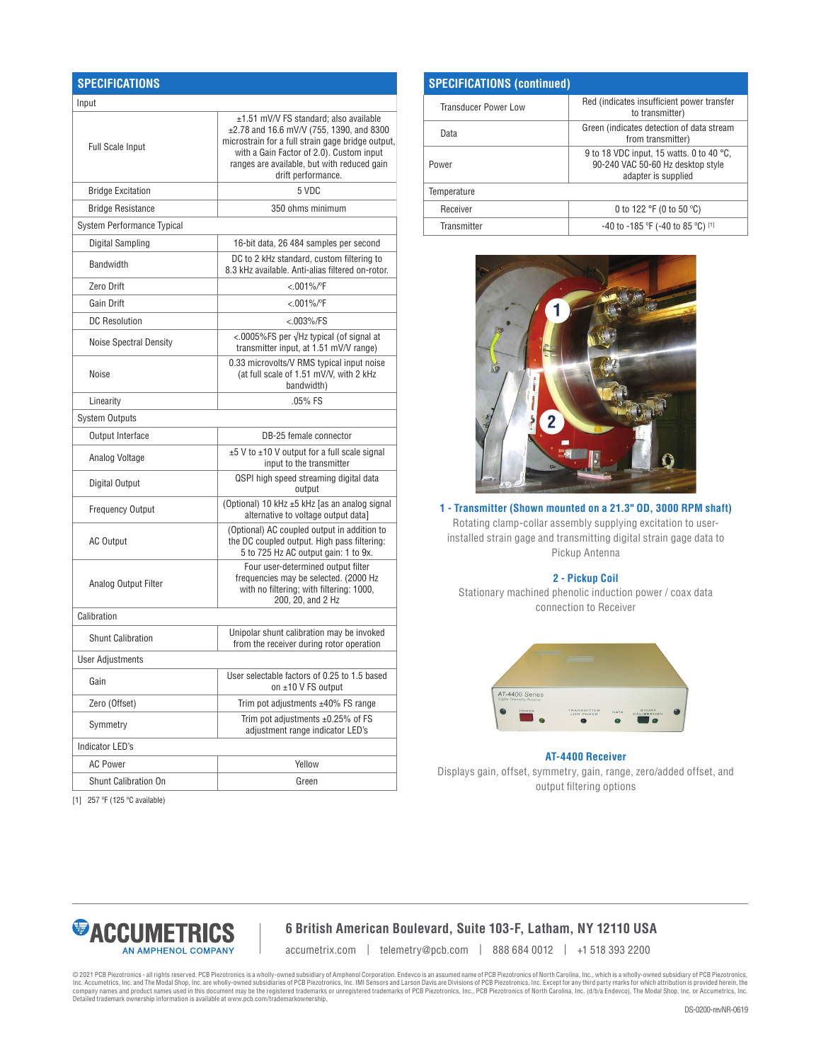## SPECIFICATIONS

| | |
|---|---|
| **Input** | |
| Full Scale Input | ±1.51 mV/V FS standard; also available ±2.78 and 16.6 mV/V (755, 1390, and 8300 microstrain for a full strain gage bridge output, with a Gain Factor of 2.0). Custom input ranges are available, but with reduced gain drift performance. |
| Bridge Excitation | 5 VDC |
| Bridge Resistance | 350 ohms minimum |
| **System Performance Typical** | |
| Digital Sampling | 16-bit data, 26 484 samples per second |
| Bandwidth | DC to 2 kHz standard, custom filtering to 8.3 kHz available. Anti-alias filtered on-rotor. |
| Zero Drift | <.001%/°F |
| Gain Drift | <.001%/°F |
| DC Resolution | <.003%/FS |
| Noise Spectral Density | <.0005%FS per √Hz typical (of signal at transmitter input, at 1.51 mV/V range) |
| Noise | 0.33 microvolts/V RMS typical input noise (at full scale of 1.51 mV/V, with 2 kHz bandwidth) |
| Linearity | .05% FS |
| **System Outputs** | |
| Output Interface | DB-25 female connector |
| Analog Voltage | ±5 V to ±10 V output for a full scale signal input to the transmitter |
| Digital Output | QSPI high speed streaming digital data output |
| Frequency Output | (Optional) 10 kHz ±5 kHz [as an analog signal alternative to voltage output data] |
| AC Output | (Optional) AC coupled output in addition to the DC coupled output. High pass filtering: 5 to 725 Hz AC output gain: 1 to 9x. |
| Analog Output Filter | Four user-determined output filter frequencies may be selected. (2000 Hz with no filtering; with filtering: 1000, 200, 20, and 2 Hz |
| **Calibration** | |
| Shunt Calibration | Unipolar shunt calibration may be invoked from the receiver during rotor operation |
| **User Adjustments** | |
| Gain | User selectable factors of 0.25 to 1.5 based on ±10 V FS output |
| Zero (Offset) | Trim pot adjustments ±40% FS range |
| Symmetry | Trim pot adjustments ±0.25% of FS adjustment range indicator LED's |
| **Indicator LED's** | |
| AC Power | Yellow |
| Shunt Calibration On | Green |

[1] 257 °F (125 °C available)

## SPECIFICATIONS (continued)

| | |
|---|---|
| Transducer Power Low | Red (indicates insufficient power transfer to transmitter) |
| Data | Green (indicates detection of data stream from transmitter) |
| Power | 9 to 18 VDC input, 15 watts. 0 to 40 °C, 90-240 VAC 50-60 Hz desktop style adapter is supplied |
| **Temperature** | |
| Receiver | 0 to 122 °F (0 to 50 °C) |
| Transmitter | -40 to -185 °F (-40 to 85 °C) [1] |

**1 - Transmitter (Shown mounted on a 21.3" OD, 3000 RPM shaft)**
Rotating clamp-collar assembly supplying excitation to user-installed strain gage and transmitting digital strain gage data to Pickup Antenna

**2 - Pickup Coil**
Stationary machined phenolic induction power / coax data connection to Receiver

**AT-4400 Receiver**
Displays gain, offset, symmetry, gain, range, zero/added offset, and output filtering options

ACCUMETRICS
AN AMPHENOL COMPANY

**6 British American Boulevard, Suite 103-F, Latham, NY 12110 USA**
accumetrix.com | telemetry@pcb.com | 888 684 0012 | +1 518 393 2200

© 2021 PCB Piezotronics - all rights reserved. PCB Piezotronics is a wholly-owned subsidiary of Amphenol Corporation. Endevco is an assumed name of PCB Piezotronics of North Carolina, Inc., which is a wholly-owned subsidiary of PCB Piezotronics, Inc. Accumetrics, Inc. and The Modal Shop, Inc. are wholly-owned subsidiaries of PCB Piezotronics, Inc. IMI Sensors and Larson Davis are Divisions of PCB Piezotronics, Inc. Except for any third party marks for which attribution is provided herein, the company names and product names used in this document may be the registered trademarks or unregistered trademarks of PCB Piezotronics, Inc., PCB Piezotronics of North Carolina, Inc. (d/b/a Endevco), The Modal Shop, Inc. or Accumetrics, Inc. Detailed trademark ownership information is available at www.pcb.com/trademarkownership.

DS-0200-revNR-0619